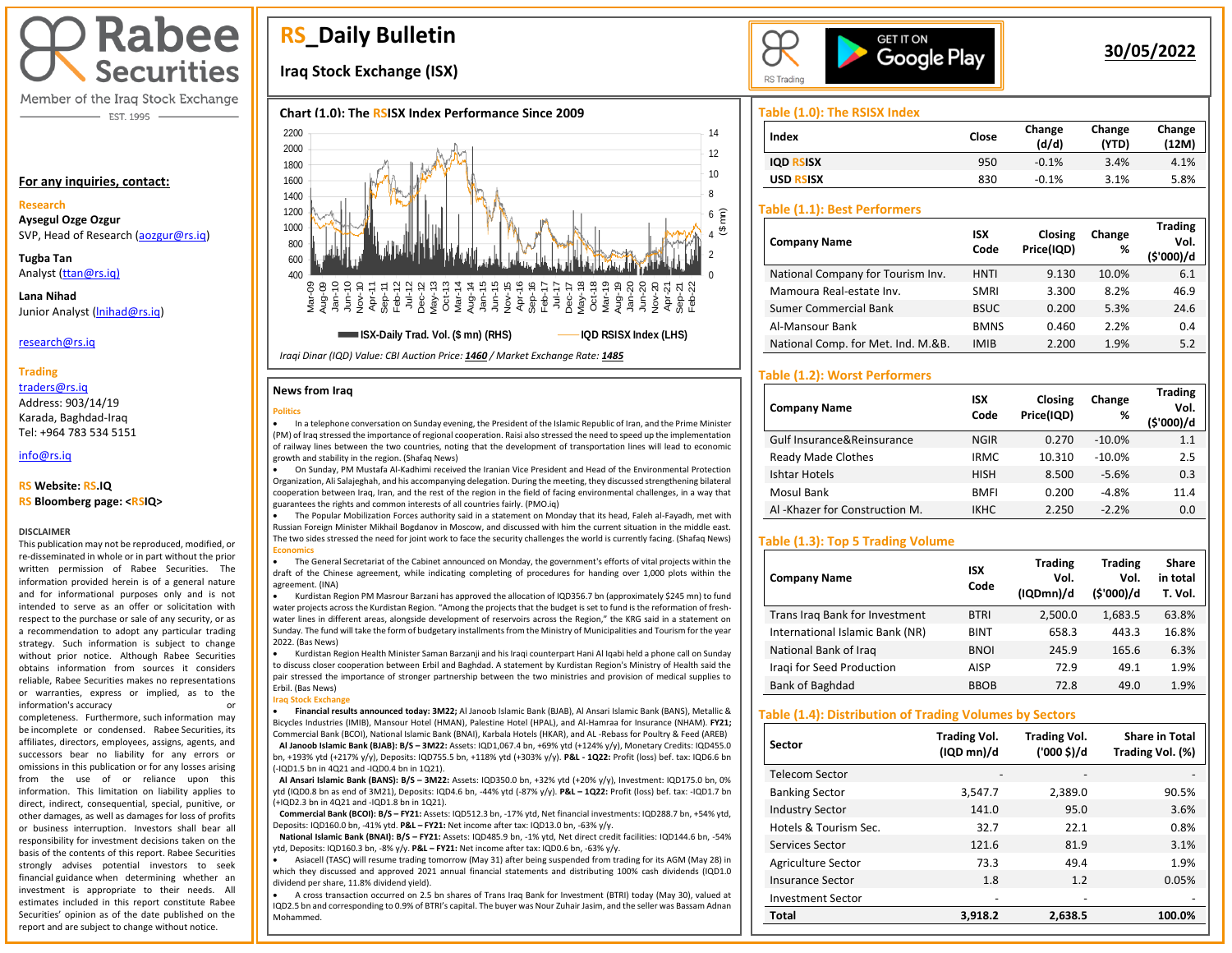# Rabee Securities

Member of the Iraq Stock Exchange

EST. 1995

## RS_Daily Bulletin

### Iraq Stock Exchange (ISX)

**30/05/2022**

GET IT ON Google Play — RS Trading

**For any inquiries, contact:**

**Research**

**Aysegul Ozge Ozgur**
SVP, Head of Research (aozgur@rs.iq)

**Tugba Tan**
Analyst (ttan@rs.iq)

**Lana Nihad**
Junior Analyst (lnihad@rs.iq)

research@rs.iq

**Trading**

traders@rs.iq
Address: 903/14/19
Karada, Baghdad-Iraq
Tel: +964 783 534 5151

info@rs.iq

**RS Website: RS.IQ**
**RS Bloomberg page: <RSIQ>**

**DISCLAIMER**

This publication may not be reproduced, modified, or re-disseminated in whole or in part without the prior written permission of Rabee Securities. The information provided herein is of a general nature and for informational purposes only and is not intended to serve as an offer or solicitation with respect to the purchase or sale of any security, or as a recommendation to adopt any particular trading strategy. Such information is subject to change without prior notice. Although Rabee Securities obtains information from sources it considers reliable, Rabee Securities makes no representations or warranties, express or implied, as to the information's accuracy or completeness. Furthermore, such information may be incomplete or condensed. Rabee Securities, its affiliates, directors, employees, agents, and successors bear no liability for any errors or omissions in this publication or for any losses arising from the use of or reliance upon this information. This limitation on liability applies to direct, indirect, consequential, special, punitive, or other damages, as well as damages for loss of profits or business interruption. Investors shall bear all responsibility for investment decisions taken on the basis of the contents of this report. Rabee Securities strongly advises potential investors to seek financial guidance when determining whether an investment is appropriate to their needs. All estimates included in this report constitute Rabee Securities' opinion as of the date published on the report and are subject to change without notice.

### Chart (1.0): The RSISX Index Performance Since 2009

ISX-Daily Trad. Vol. ($ mn) (RHS) / IQD RSISX Index (LHS)

*Iraqi Dinar (IQD) Value: CBI Auction Price: 1460 / Market Exchange Rate: 1485*

### Table (1.0): The RSISX Index

| Index | Close | Change (d/d) | Change (YTD) | Change (12M) |
|---|---|---|---|---|
| IQD RSISX | 950 | -0.1% | 3.4% | 4.1% |
| USD RSISX | 830 | -0.1% | 3.1% | 5.8% |

### Table (1.1): Best Performers

| Company Name | ISX Code | Closing Price(IQD) | Change % | Trading Vol. ($'000)/d |
|---|---|---|---|---|
| National Company for Tourism Inv. | HNTI | 9.130 | 10.0% | 6.1 |
| Mamoura Real-estate Inv. | SMRI | 3.300 | 8.2% | 46.9 |
| Sumer Commercial Bank | BSUC | 0.200 | 5.3% | 24.6 |
| Al-Mansour Bank | BMNS | 0.460 | 2.2% | 0.4 |
| National Comp. for Met. Ind. M.&B. | IMIB | 2.200 | 1.9% | 5.2 |

### Table (1.2): Worst Performers

| Company Name | ISX Code | Closing Price(IQD) | Change % | Trading Vol. ($'000)/d |
|---|---|---|---|---|
| Gulf Insurance&Reinsurance | NGIR | 0.270 | -10.0% | 1.1 |
| Ready Made Clothes | IRMC | 10.310 | -10.0% | 2.5 |
| Ishtar Hotels | HISH | 8.500 | -5.6% | 0.3 |
| Mosul Bank | BMFI | 0.200 | -4.8% | 11.4 |
| Al -Khazer for Construction M. | IKHC | 2.250 | -2.2% | 0.0 |

### Table (1.3): Top 5 Trading Volume

| Company Name | ISX Code | Trading Vol. (IQDmn)/d | Trading Vol. ($'000)/d | Share in total T. Vol. |
|---|---|---|---|---|
| Trans Iraq Bank for Investment | BTRI | 2,500.0 | 1,683.5 | 63.8% |
| International Islamic Bank (NR) | BINT | 658.3 | 443.3 | 16.8% |
| National Bank of Iraq | BNOI | 245.9 | 165.6 | 6.3% |
| Iraqi for Seed Production | AISP | 72.9 | 49.1 | 1.9% |
| Bank of Baghdad | BBOB | 72.8 | 49.0 | 1.9% |

### Table (1.4): Distribution of Trading Volumes by Sectors

| Sector | Trading Vol. (IQD mn)/d | Trading Vol. ('000 $)/d | Share in Total Trading Vol. (%) |
|---|---|---|---|
| Telecom Sector | - | - | - |
| Banking Sector | 3,547.7 | 2,389.0 | 90.5% |
| Industry Sector | 141.0 | 95.0 | 3.6% |
| Hotels & Tourism Sec. | 32.7 | 22.1 | 0.8% |
| Services Sector | 121.6 | 81.9 | 3.1% |
| Agriculture Sector | 73.3 | 49.4 | 1.9% |
| Insurance Sector | 1.8 | 1.2 | 0.05% |
| Investment Sector | - | - | - |
| **Total** | **3,918.2** | **2,638.5** | **100.0%** |

### News from Iraq

**Politics**

- In a telephone conversation on Sunday evening, the President of the Islamic Republic of Iran, and the Prime Minister (PM) of Iraq stressed the importance of regional cooperation. Raisi also stressed the need to speed up the implementation of railway lines between the two countries, noting that the development of transportation lines will lead to economic growth and stability in the region. (Shafaq News)
- On Sunday, PM Mustafa Al-Kadhimi received the Iranian Vice President and Head of the Environmental Protection Organization, Ali Salajeghah, and his accompanying delegation. During the meeting, they discussed strengthening bilateral cooperation between Iraq, Iran, and the rest of the region in the field of facing environmental challenges, in a way that guarantees the rights and common interests of all countries fairly. (PMO.iq)
- The Popular Mobilization Forces authority said in a statement on Monday that its head, Faleh al-Fayadh, met with Russian Foreign Minister Mikhail Bogdanov in Moscow, and discussed with him the current situation in the middle east. The two sides stressed the need for joint work to face the security challenges the world is currently facing. (Shafaq News)

**Economics**

- The General Secretariat of the Cabinet announced on Monday, the government's efforts of vital projects within the draft of the Chinese agreement, while indicating completing of procedures for handing over 1,000 plots within the agreement. (INA)
- Kurdistan Region PM Masrour Barzani has approved the allocation of IQD356.7 bn (approximately $245 mn) to fund water projects across the Kurdistan Region. "Among the projects that the budget is set to fund is the reformation of fresh-water lines in different areas, alongside development of reservoirs across the Region," the KRG said in a statement on Sunday. The fund will take the form of budgetary installments from the Ministry of Municipalities and Tourism for the year 2022. (Bas News)
- Kurdistan Region Health Minister Saman Barzanji and his Iraqi counterpart Hani Al Iqabi held a phone call on Sunday to discuss closer cooperation between Erbil and Baghdad. A statement by Kurdistan Region's Ministry of Health said the pair stressed the importance of stronger partnership between the two ministries and provision of medical supplies to Erbil. (Bas News)

**Iraq Stock Exchange**

- **Financial results announced today: 3M22;** Al Janoob Islamic Bank (BJAB), Al Ansari Islamic Bank (BANS), Metallic & Bicycles Industries (IMIB), Mansour Hotel (HMAN), Palestine Hotel (HPAL), and Al-Hamraa for Insurance (NHAM). **FY21;** Commercial Bank (BCOI), National Islamic Bank (BNAI), Karbala Hotels (HKAR), and AL -Rebass for Poultry & Feed (AREB)

  **Al Janoob Islamic Bank (BJAB): B/S – 3M22:** Assets: IQD1,067.4 bn, +69% ytd (+124% y/y), Monetary Credits: IQD455.0 bn, +193% ytd (+217% y/y), Deposits: IQD755.5 bn, +118% ytd (+303% y/y). **P&L - 1Q22:** Profit (loss) bef. tax: IQD6.6 bn (-IQD1.5 bn in 4Q21 and -IQD0.4 bn in 1Q21).

  **Al Ansari Islamic Bank (BANS): B/S – 3M22:** Assets: IQD350.0 bn, +32% ytd (+20% y/y), Investment: IQD175.0 bn, 0% ytd (IQD0.8 bn as end of 3M21), Deposits: IQD4.6 bn, -44% ytd (-87% y/y). **P&L – 1Q22:** Profit (loss) bef. tax: -IQD1.7 bn (+IQD2.3 bn in 4Q21 and -IQD1.8 bn in 1Q21).

  **Commercial Bank (BCOI): B/S – FY21:** Assets: IQD512.3 bn, -17% ytd, Net financial investments: IQD288.7 bn, +54% ytd, Deposits: IQD160.0 bn, -41% ytd. **P&L – FY21:** Net income after tax: IQD13.0 bn, -63% y/y.

  **National Islamic Bank (BNAI): B/S – FY21:** Assets: IQD485.9 bn, -1% ytd, Net direct credit facilities: IQD144.6 bn, -54% ytd, Deposits: IQD160.3 bn, -8% y/y. **P&L – FY21:** Net income after tax: IQD0.6 bn, -63% y/y.
- Asiacell (TASC) will resume trading tomorrow (May 31) after being suspended from trading for its AGM (May 28) in which they discussed and approved 2021 annual financial statements and distributing 100% cash dividends (IQD1.0 dividend per share, 11.8% dividend yield).
- A cross transaction occurred on 2.5 bn shares of Trans Iraq Bank for Investment (BTRI) today (May 30), valued at IQD2.5 bn and corresponding to 0.9% of BTRI's capital. The buyer was Nour Zuhair Jasim, and the seller was Bassam Adnan Mohammed.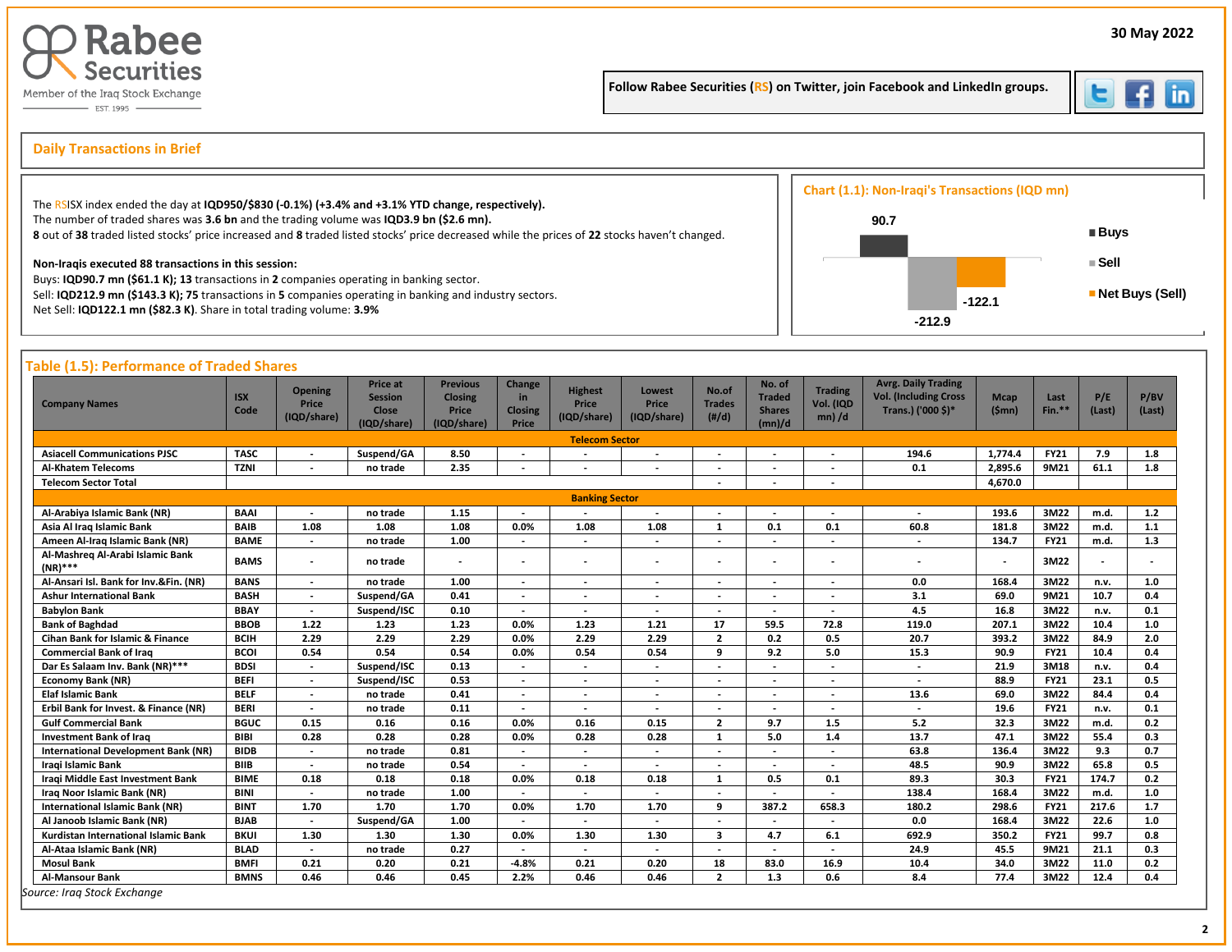Rabee Securities
Member of the Iraq Stock Exchange
EST. 1995

30 May 2022

Follow Rabee Securities (RS) on Twitter, join Facebook and LinkedIn groups.

## Daily Transactions in Brief

The RSISX index ended the day at **IQD950/$830 (-0.1%) (+3.4% and +3.1% YTD change, respectively).**
The number of traded shares was **3.6 bn** and the trading volume was **IQD3.9 bn ($2.6 mn).**
**8** out of **38** traded listed stocks' price increased and **8** traded listed stocks' price decreased while the prices of **22** stocks haven't changed.

**Non-Iraqis executed 88 transactions in this session:**
Buys: **IQD90.7 mn ($61.1 K); 13** transactions in **2** companies operating in banking sector.
Sell: **IQD212.9 mn ($143.3 K); 75** transactions in **5** companies operating in banking and industry sectors.
Net Sell: **IQD122.1 mn ($82.3 K)**. Share in total trading volume: **3.9%**

### Chart (1.1): Non-Iraqi's Transactions (IQD mn)

| | Value |
|---|---|
| Buys | 90.7 |
| Sell | -212.9 |
| Net Buys (Sell) | -122.1 |

## Table (1.5): Performance of Traded Shares

| Company Names | ISX Code | Opening Price (IQD/share) | Price at Session Close (IQD/share) | Previous Closing Price (IQD/share) | Change in Closing Price | Highest Price (IQD/share) | Lowest Price (IQD/share) | No.of Trades (#/d) | No. of Traded Shares (mn)/d | Trading Vol. (IQD mn) /d | Avrg. Daily Trading Vol. (Including Cross Trans.) ('000 $)* | Mcap ($mn) | Last Fin.** | P/E (Last) | P/BV (Last) |
|---|---|---|---|---|---|---|---|---|---|---|---|---|---|---|---|
| **Telecom Sector** | | | | | | | | | | | | | | | |
| Asiacell Communications PJSC | TASC | - | Suspend/GA | 8.50 | - | - | - | - | - | - | 194.6 | 1,774.4 | FY21 | 7.9 | 1.8 |
| Al-Khatem Telecoms | TZNI | - | no trade | 2.35 | - | - | - | - | - | - | 0.1 | 2,895.6 | 9M21 | 61.1 | 1.8 |
| Telecom Sector Total | | | | | | | | - | - | - | | 4,670.0 | | | |
| **Banking Sector** | | | | | | | | | | | | | | | |
| Al-Arabiya Islamic Bank (NR) | BAAI | - | no trade | 1.15 | - | - | - | - | - | - | - | 193.6 | 3M22 | m.d. | 1.2 |
| Asia Al Iraq Islamic Bank | BAIB | 1.08 | 1.08 | 1.08 | 0.0% | 1.08 | 1.08 | 1 | 0.1 | 0.1 | 60.8 | 181.8 | 3M22 | m.d. | 1.1 |
| Ameen Al-Iraq Islamic Bank (NR) | BAME | - | no trade | 1.00 | - | - | - | - | - | - | - | 134.7 | FY21 | m.d. | 1.3 |
| Al-Mashreq Al-Arabi Islamic Bank (NR)*** | BAMS | - | no trade | - | - | - | - | - | - | - | - | - | 3M22 | - | - |
| Al-Ansari Isl. Bank for Inv.&Fin. (NR) | BANS | - | no trade | 1.00 | - | - | - | - | - | - | 0.0 | 168.4 | 3M22 | n.v. | 1.0 |
| Ashur International Bank | BASH | - | Suspend/GA | 0.41 | - | - | - | - | - | - | 3.1 | 69.0 | 9M21 | 10.7 | 0.4 |
| Babylon Bank | BBAY | - | Suspend/ISC | 0.10 | - | - | - | - | - | - | 4.5 | 16.8 | 3M22 | n.v. | 0.1 |
| Bank of Baghdad | BBOB | 1.22 | 1.23 | 1.23 | 0.0% | 1.23 | 1.21 | 17 | 59.5 | 72.8 | 119.0 | 207.1 | 3M22 | 10.4 | 1.0 |
| Cihan Bank for Islamic & Finance | BCIH | 2.29 | 2.29 | 2.29 | 0.0% | 2.29 | 2.29 | 2 | 0.2 | 0.5 | 20.7 | 393.2 | 3M22 | 84.9 | 2.0 |
| Commercial Bank of Iraq | BCOI | 0.54 | 0.54 | 0.54 | 0.0% | 0.54 | 0.54 | 9 | 9.2 | 5.0 | 15.3 | 90.9 | FY21 | 10.4 | 0.4 |
| Dar Es Salaam Inv. Bank (NR)*** | BDSI | - | Suspend/ISC | 0.13 | - | - | - | - | - | - | - | 21.9 | 3M18 | n.v. | 0.4 |
| Economy Bank (NR) | BEFI | - | Suspend/ISC | 0.53 | - | - | - | - | - | - | - | 88.9 | FY21 | 23.1 | 0.5 |
| Elaf Islamic Bank | BELF | - | no trade | 0.41 | - | - | - | - | - | - | 13.6 | 69.0 | 3M22 | 84.4 | 0.4 |
| Erbil Bank for Invest. & Finance (NR) | BERI | - | no trade | 0.11 | - | - | - | - | - | - | - | 19.6 | FY21 | n.v. | 0.1 |
| Gulf Commercial Bank | BGUC | 0.15 | 0.16 | 0.16 | 0.0% | 0.16 | 0.15 | 2 | 9.7 | 1.5 | 5.2 | 32.3 | 3M22 | m.d. | 0.2 |
| Investment Bank of Iraq | BIBI | 0.28 | 0.28 | 0.28 | 0.0% | 0.28 | 0.28 | 1 | 5.0 | 1.4 | 13.7 | 47.1 | 3M22 | 55.4 | 0.3 |
| International Development Bank (NR) | BIDB | - | no trade | 0.81 | - | - | - | - | - | - | 63.8 | 136.4 | 3M22 | 9.3 | 0.7 |
| Iraqi Islamic Bank | BIIB | - | no trade | 0.54 | - | - | - | - | - | - | 48.5 | 90.9 | 3M22 | 65.8 | 0.5 |
| Iraqi Middle East Investment Bank | BIME | 0.18 | 0.18 | 0.18 | 0.0% | 0.18 | 0.18 | 1 | 0.5 | 0.1 | 89.3 | 30.3 | FY21 | 174.7 | 0.2 |
| Iraq Noor Islamic Bank (NR) | BINI | - | no trade | 1.00 | - | - | - | - | - | - | 138.4 | 168.4 | 3M22 | m.d. | 1.0 |
| International Islamic Bank (NR) | BINT | 1.70 | 1.70 | 1.70 | 0.0% | 1.70 | 1.70 | 9 | 387.2 | 658.3 | 180.2 | 298.6 | 3M22 | 217.6 | 1.7 |
| Al Janoob Islamic Bank (NR) | BJAB | - | Suspend/GA | 1.00 | - | - | - | - | - | - | 0.0 | 168.4 | 3M22 | 22.6 | 1.0 |
| Kurdistan International Islamic Bank | BKUI | 1.30 | 1.30 | 1.30 | 0.0% | 1.30 | 1.30 | 3 | 4.7 | 6.1 | 692.9 | 350.2 | FY21 | 99.7 | 0.8 |
| Al-Ataa Islamic Bank (NR) | BLAD | - | no trade | 0.27 | - | - | - | - | - | - | 24.9 | 45.5 | 9M21 | 21.1 | 0.3 |
| Mosul Bank | BMFI | 0.21 | 0.20 | 0.21 | -4.8% | 0.21 | 0.20 | 18 | 83.0 | 16.9 | 10.4 | 34.0 | 3M22 | 11.0 | 0.2 |
| Al-Mansour Bank | BMNS | 0.46 | 0.46 | 0.45 | 2.2% | 0.46 | 0.46 | 2 | 1.3 | 0.6 | 8.4 | 77.4 | 3M22 | 12.4 | 0.4 |

*Source: Iraq Stock Exchange*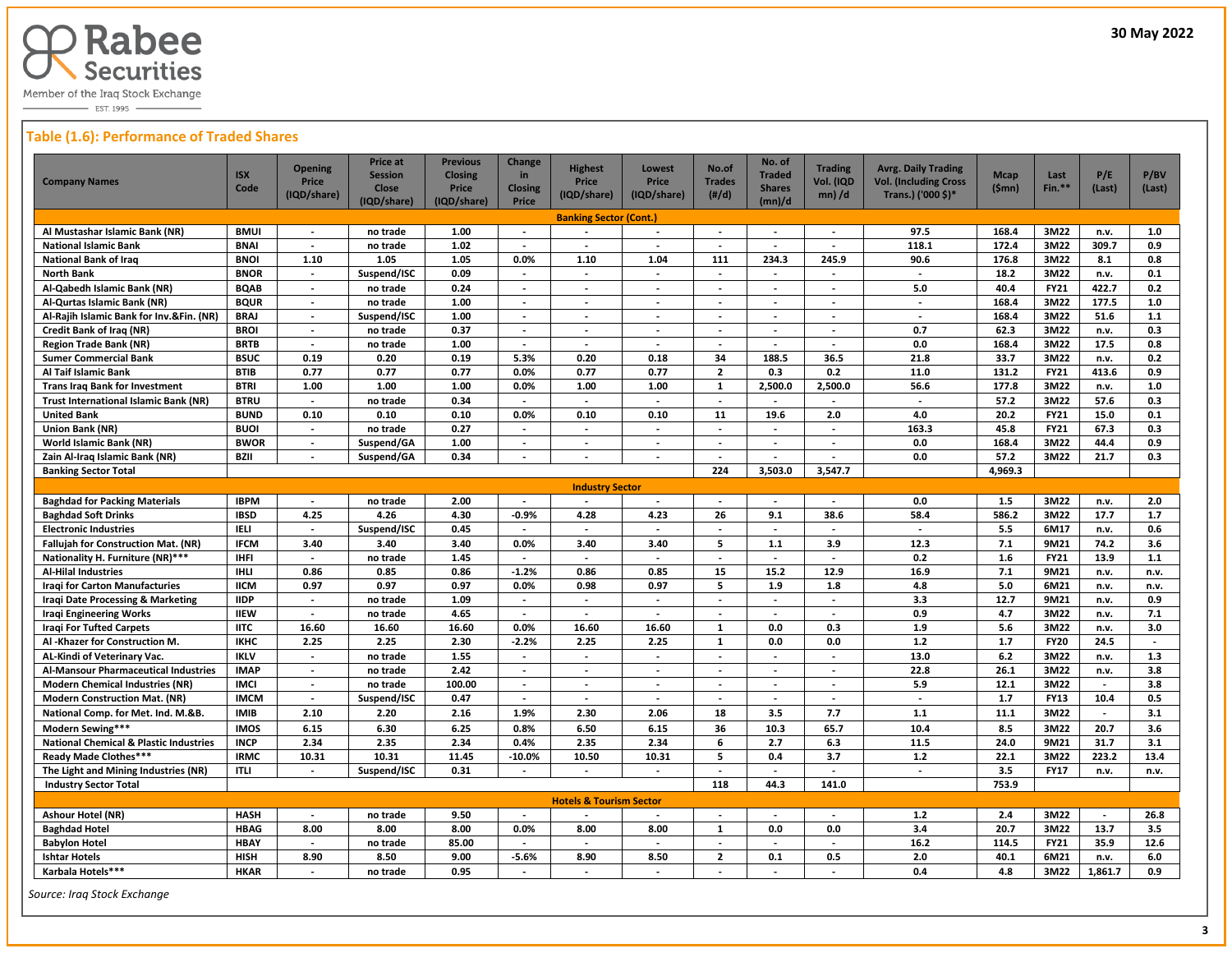Rabee Securities

Member of the Iraq Stock Exchange

EST. 1995

30 May 2022

## Table (1.6): Performance of Traded Shares

| Company Names | ISX Code | Opening Price (IQD/share) | Price at Session Close (IQD/share) | Previous Closing Price (IQD/share) | Change in Closing Price | Highest Price (IQD/share) | Lowest Price (IQD/share) | No.of Trades (#/d) | No. of Traded Shares (mn)/d | Trading Vol. (IQD mn) /d | Avrg. Daily Trading Vol. (Including Cross Trans.) ('000 $)* | Mcap ($mn) | Last Fin.** | P/E (Last) | P/BV (Last) |
|---|---|---|---|---|---|---|---|---|---|---|---|---|---|---|---|
| **Banking Sector (Cont.)** | | | | | | | | | | | | | | | |
| Al Mustashar Islamic Bank (NR) | BMUI | - | no trade | 1.00 | - | - | - | - | - | - | 97.5 | 168.4 | 3M22 | n.v. | 1.0 |
| National Islamic Bank | BNAI | - | no trade | 1.02 | - | - | - | - | - | - | 118.1 | 172.4 | 3M22 | 309.7 | 0.9 |
| National Bank of Iraq | BNOI | 1.10 | 1.05 | 1.05 | 0.0% | 1.10 | 1.04 | 111 | 234.3 | 245.9 | 90.6 | 176.8 | 3M22 | 8.1 | 0.8 |
| North Bank | BNOR | - | Suspend/ISC | 0.09 | - | - | - | - | - | - | - | 18.2 | 3M22 | n.v. | 0.1 |
| Al-Qabedh Islamic Bank (NR) | BQAB | - | no trade | 0.24 | - | - | - | - | - | - | 5.0 | 40.4 | FY21 | 422.7 | 0.2 |
| Al-Qurtas Islamic Bank (NR) | BQUR | - | no trade | 1.00 | - | - | - | - | - | - | - | 168.4 | 3M22 | 177.5 | 1.0 |
| Al-Rajih Islamic Bank for Inv.&Fin. (NR) | BRAJ | - | Suspend/ISC | 1.00 | - | - | - | - | - | - | - | 168.4 | 3M22 | 51.6 | 1.1 |
| Credit Bank of Iraq (NR) | BROI | - | no trade | 0.37 | - | - | - | - | - | - | 0.7 | 62.3 | 3M22 | n.v. | 0.3 |
| Region Trade Bank (NR) | BRTB | - | no trade | 1.00 | - | - | - | - | - | - | 0.0 | 168.4 | 3M22 | 17.5 | 0.8 |
| Sumer Commercial Bank | BSUC | 0.19 | 0.20 | 0.19 | 5.3% | 0.20 | 0.18 | 34 | 188.5 | 36.5 | 21.8 | 33.7 | 3M22 | n.v. | 0.2 |
| Al Taif Islamic Bank | BTIB | 0.77 | 0.77 | 0.77 | 0.0% | 0.77 | 0.77 | 2 | 0.3 | 0.2 | 11.0 | 131.2 | FY21 | 413.6 | 0.9 |
| Trans Iraq Bank for Investment | BTRI | 1.00 | 1.00 | 1.00 | 0.0% | 1.00 | 1.00 | 1 | 2,500.0 | 2,500.0 | 56.6 | 177.8 | 3M22 | n.v. | 1.0 |
| Trust International Islamic Bank (NR) | BTRU | - | no trade | 0.34 | - | - | - | - | - | - | - | 57.2 | 3M22 | 57.6 | 0.3 |
| United Bank | BUND | 0.10 | 0.10 | 0.10 | 0.0% | 0.10 | 0.10 | 11 | 19.6 | 2.0 | 4.0 | 20.2 | FY21 | 15.0 | 0.1 |
| Union Bank (NR) | BUOI | - | no trade | 0.27 | - | - | - | - | - | - | 163.3 | 45.8 | FY21 | 67.3 | 0.3 |
| World Islamic Bank (NR) | BWOR | - | Suspend/GA | 1.00 | - | - | - | - | - | - | 0.0 | 168.4 | 3M22 | 44.4 | 0.9 |
| Zain Al-Iraq Islamic Bank (NR) | BZII | - | Suspend/GA | 0.34 | - | - | - | - | - | - | 0.0 | 57.2 | 3M22 | 21.7 | 0.3 |
| **Banking Sector Total** | | | | | | | | 224 | 3,503.0 | 3,547.7 | | 4,969.3 | | | |
| **Industry Sector** | | | | | | | | | | | | | | | |
| Baghdad for Packing Materials | IBPM | - | no trade | 2.00 | - | - | - | - | - | - | 0.0 | 1.5 | 3M22 | n.v. | 2.0 |
| Baghdad Soft Drinks | IBSD | 4.25 | 4.26 | 4.30 | -0.9% | 4.28 | 4.23 | 26 | 9.1 | 38.6 | 58.4 | 586.2 | 3M22 | 17.7 | 1.7 |
| Electronic Industries | IELI | - | Suspend/ISC | 0.45 | - | - | - | - | - | - | - | 5.5 | 6M17 | n.v. | 0.6 |
| Fallujah for Construction Mat. (NR) | IFCM | 3.40 | 3.40 | 3.40 | 0.0% | 3.40 | 3.40 | 5 | 1.1 | 3.9 | 12.3 | 7.1 | 9M21 | 74.2 | 3.6 |
| Nationality H. Furniture (NR)*** | IHFI | - | no trade | 1.45 | - | - | - | - | - | - | 0.2 | 1.6 | FY21 | 13.9 | 1.1 |
| Al-Hilal Industries | IHLI | 0.86 | 0.85 | 0.86 | -1.2% | 0.86 | 0.85 | 15 | 15.2 | 12.9 | 16.9 | 7.1 | 9M21 | n.v. | n.v. |
| Iraqi for Carton Manufactures | IICM | 0.97 | 0.97 | 0.97 | 0.0% | 0.98 | 0.97 | 5 | 1.9 | 1.8 | 4.8 | 5.0 | 6M21 | n.v. | n.v. |
| Iraqi Date Processing & Marketing | IIDP | - | no trade | 1.09 | - | - | - | - | - | - | 3.3 | 12.7 | 9M21 | n.v. | 0.9 |
| Iraqi Engineering Works | IIEW | - | no trade | 4.65 | - | - | - | - | - | - | 0.9 | 4.7 | 3M22 | n.v. | 7.1 |
| Iraqi For Tufted Carpets | IITC | 16.60 | 16.60 | 16.60 | 0.0% | 16.60 | 16.60 | 1 | 0.0 | 0.3 | 1.9 | 5.6 | 3M22 | n.v. | 3.0 |
| Al -Khazer for Construction M. | IKHC | 2.25 | 2.25 | 2.30 | -2.2% | 2.25 | 2.25 | 1 | 0.0 | 0.0 | 1.2 | 1.7 | FY20 | 24.5 | - |
| AL-Kindi of Veterinary Vac. | IKLV | - | no trade | 1.55 | - | - | - | - | - | - | 13.0 | 6.2 | 3M22 | n.v. | 1.3 |
| Al-Mansour Pharmaceutical Industries | IMAP | - | no trade | 2.42 | - | - | - | - | - | - | 22.8 | 26.1 | 3M22 | n.v. | 3.8 |
| Modern Chemical Industries (NR) | IMCI | - | no trade | 100.00 | - | - | - | - | - | - | 5.9 | 12.1 | 3M22 | - | 3.8 |
| Modern Construction Mat. (NR) | IMCM | - | Suspend/ISC | 0.47 | - | - | - | - | - | - | - | 1.7 | FY13 | 10.4 | 0.5 |
| National Comp. for Met. Ind. M.&B. | IMIB | 2.10 | 2.20 | 2.16 | 1.9% | 2.30 | 2.06 | 18 | 3.5 | 7.7 | 1.1 | 11.1 | 3M22 | - | 3.1 |
| Modern Sewing*** | IMOS | 6.15 | 6.30 | 6.25 | 0.8% | 6.50 | 6.15 | 36 | 10.3 | 65.7 | 10.4 | 8.5 | 3M22 | 20.7 | 3.6 |
| National Chemical & Plastic Industries | INCP | 2.34 | 2.35 | 2.34 | 0.4% | 2.35 | 2.34 | 6 | 2.7 | 6.3 | 11.5 | 24.0 | 9M21 | 31.7 | 3.1 |
| Ready Made Clothes*** | IRMC | 10.31 | 10.31 | 11.45 | -10.0% | 10.50 | 10.31 | 5 | 0.4 | 3.7 | 1.2 | 22.1 | 3M22 | 223.2 | 13.4 |
| The Light and Mining Industries (NR) | ITLI | - | Suspend/ISC | 0.31 | - | - | - | - | - | - | - | 3.5 | FY17 | n.v. | n.v. |
| **Industry Sector Total** | | | | | | | | 118 | 44.3 | 141.0 | | 753.9 | | | |
| **Hotels & Tourism Sector** | | | | | | | | | | | | | | | |
| Ashour Hotel (NR) | HASH | - | no trade | 9.50 | - | - | - | - | - | - | 1.2 | 2.4 | 3M22 | - | 26.8 |
| Baghdad Hotel | HBAG | 8.00 | 8.00 | 8.00 | 0.0% | 8.00 | 8.00 | 1 | 0.0 | 0.0 | 3.4 | 20.7 | 3M22 | 13.7 | 3.5 |
| Babylon Hotel | HBAY | - | no trade | 85.00 | - | - | - | - | - | - | 16.2 | 114.5 | FY21 | 35.9 | 12.6 |
| Ishtar Hotels | HISH | 8.90 | 8.50 | 9.00 | -5.6% | 8.90 | 8.50 | 2 | 0.1 | 0.5 | 2.0 | 40.1 | 6M21 | n.v. | 6.0 |
| Karbala Hotels*** | HKAR | - | no trade | 0.95 | - | - | - | - | - | - | 0.4 | 4.8 | 3M22 | 1,861.7 | 0.9 |

*Source: Iraq Stock Exchange*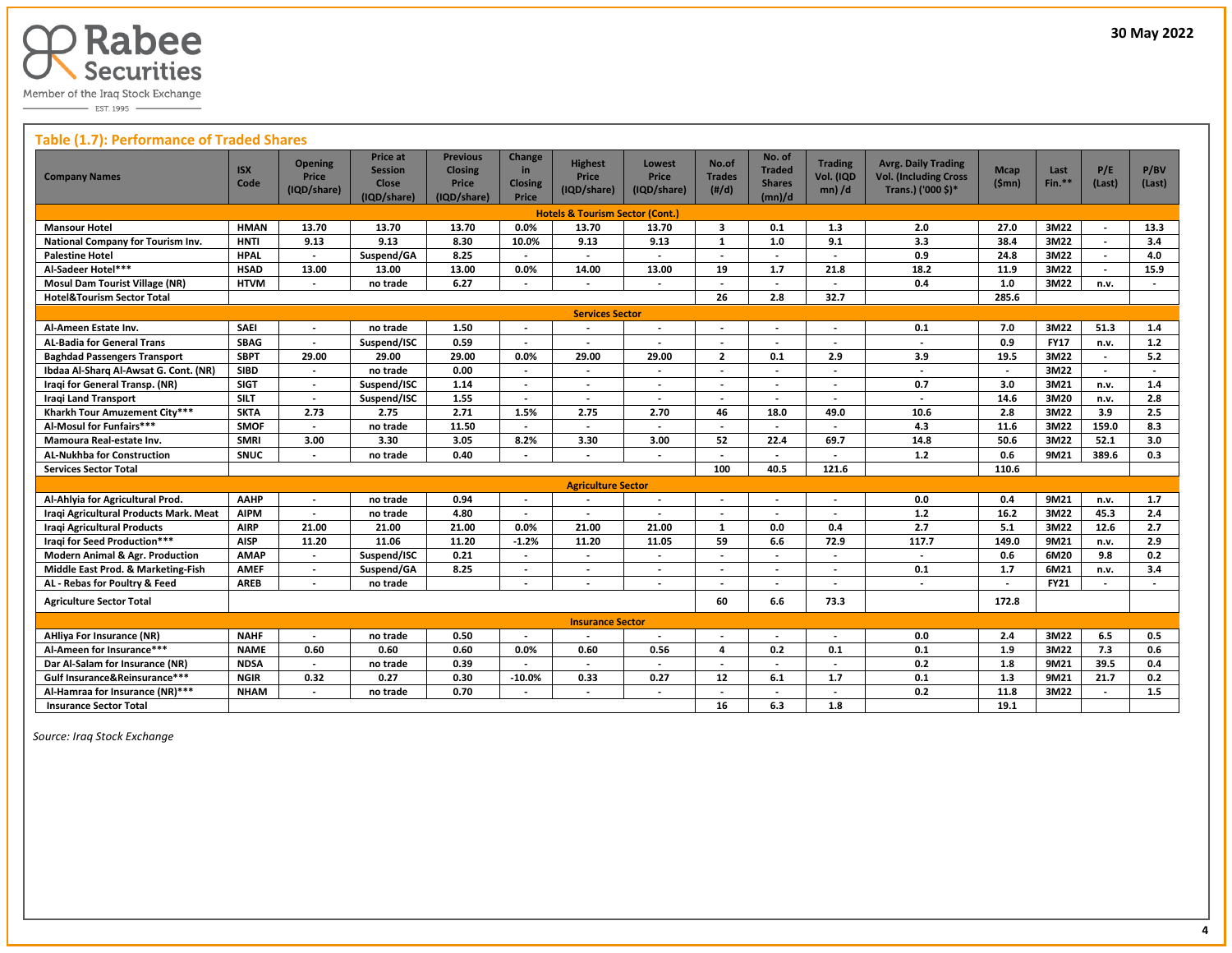30 May 2022

## Table (1.7): Performance of Traded Shares

| Company Names | ISX Code | Opening Price (IQD/share) | Price at Session Close (IQD/share) | Previous Closing Price (IQD/share) | Change in Closing Price | Highest Price (IQD/share) | Lowest Price (IQD/share) | No.of Trades (#/d) | No. of Traded Shares (mn)/d | Trading Vol. (IQD mn) /d | Avrg. Daily Trading Vol. (Including Cross Trans.) ('000 $)* | Mcap ($mn) | Last Fin.** | P/E (Last) | P/BV (Last) |
|---|---|---|---|---|---|---|---|---|---|---|---|---|---|---|---|
| **Hotels & Tourism Sector (Cont.)** | | | | | | | | | | | | | | | |
| Mansour Hotel | HMAN | 13.70 | 13.70 | 13.70 | 0.0% | 13.70 | 13.70 | 3 | 0.1 | 1.3 | 2.0 | 27.0 | 3M22 | - | 13.3 |
| National Company for Tourism Inv. | HNTI | 9.13 | 9.13 | 8.30 | 10.0% | 9.13 | 9.13 | 1 | 1.0 | 9.1 | 3.3 | 38.4 | 3M22 | - | 3.4 |
| Palestine Hotel | HPAL | - | Suspend/GA | 8.25 | - | - | - | - | - | - | 0.9 | 24.8 | 3M22 | - | 4.0 |
| Al-Sadeer Hotel*** | HSAD | 13.00 | 13.00 | 13.00 | 0.0% | 14.00 | 13.00 | 19 | 1.7 | 21.8 | 18.2 | 11.9 | 3M22 | - | 15.9 |
| Mosul Dam Tourist Village (NR) | HTVM | - | no trade | 6.27 | - | - | - | - | - | - | 0.4 | 1.0 | 3M22 | n.v. | - |
| Hotel&Tourism Sector Total | | | | | | | | 26 | 2.8 | 32.7 | | 285.6 | | | |
| **Services Sector** | | | | | | | | | | | | | | | |
| Al-Ameen Estate Inv. | SAEI | - | no trade | 1.50 | - | - | - | - | - | - | 0.1 | 7.0 | 3M22 | 51.3 | 1.4 |
| AL-Badia for General Trans | SBAG | - | Suspend/ISC | 0.59 | - | - | - | - | - | - | - | 0.9 | FY17 | n.v. | 1.2 |
| Baghdad Passengers Transport | SBPT | 29.00 | 29.00 | 29.00 | 0.0% | 29.00 | 29.00 | 2 | 0.1 | 2.9 | 3.9 | 19.5 | 3M22 | - | 5.2 |
| Ibdaa Al-Sharq Al-Awsat G. Cont. (NR) | SIBD | - | no trade | 0.00 | - | - | - | - | - | - | - | - | 3M22 | - | - |
| Iraqi for General Transp. (NR) | SIGT | - | Suspend/ISC | 1.14 | - | - | - | - | - | - | 0.7 | 3.0 | 3M21 | n.v. | 1.4 |
| Iraqi Land Transport | SILT | - | Suspend/ISC | 1.55 | - | - | - | - | - | - | - | 14.6 | 3M20 | n.v. | 2.8 |
| Kharkh Tour Amuzement City*** | SKTA | 2.73 | 2.75 | 2.71 | 1.5% | 2.75 | 2.70 | 46 | 18.0 | 49.0 | 10.6 | 2.8 | 3M22 | 3.9 | 2.5 |
| Al-Mosul for Funfairs*** | SMOF | - | no trade | 11.50 | - | - | - | - | - | - | 4.3 | 11.6 | 3M22 | 159.0 | 8.3 |
| Mamoura Real-estate Inv. | SMRI | 3.00 | 3.30 | 3.05 | 8.2% | 3.30 | 3.00 | 52 | 22.4 | 69.7 | 14.8 | 50.6 | 3M22 | 52.1 | 3.0 |
| AL-Nukhba for Construction | SNUC | - | no trade | 0.40 | - | - | - | - | - | - | 1.2 | 0.6 | 9M21 | 389.6 | 0.3 |
| Services Sector Total | | | | | | | | 100 | 40.5 | 121.6 | | 110.6 | | | |
| **Agriculture Sector** | | | | | | | | | | | | | | | |
| Al-Ahlyia for Agricultural Prod. | AAHP | - | no trade | 0.94 | - | - | - | - | - | - | 0.0 | 0.4 | 9M21 | n.v. | 1.7 |
| Iraqi Agricultural Products Mark. Meat | AIPM | - | no trade | 4.80 | - | - | - | - | - | - | 1.2 | 16.2 | 3M22 | 45.3 | 2.4 |
| Iraqi Agricultural Products | AIRP | 21.00 | 21.00 | 21.00 | 0.0% | 21.00 | 21.00 | 1 | 0.0 | 0.4 | 2.7 | 5.1 | 3M22 | 12.6 | 2.7 |
| Iraqi for Seed Production*** | AISP | 11.20 | 11.06 | 11.20 | -1.2% | 11.20 | 11.05 | 59 | 6.6 | 72.9 | 117.7 | 149.0 | 9M21 | n.v. | 2.9 |
| Modern Animal & Agr. Production | AMAP | - | Suspend/ISC | 0.21 | - | - | - | - | - | - | - | 0.6 | 6M20 | 9.8 | 0.2 |
| Middle East Prod. & Marketing-Fish | AMEF | - | Suspend/GA | 8.25 | - | - | - | - | - | - | 0.1 | 1.7 | 6M21 | n.v. | 3.4 |
| AL - Rebas for Poultry & Feed | AREB | - | no trade | | - | - | - | - | - | - | - | - | FY21 | - | - |
| Agriculture Sector Total | | | | | | | | 60 | 6.6 | 73.3 | | 172.8 | | | |
| **Insurance Sector** | | | | | | | | | | | | | | | |
| AHliya For Insurance (NR) | NAHF | - | no trade | 0.50 | - | - | - | - | - | - | 0.0 | 2.4 | 3M22 | 6.5 | 0.5 |
| Al-Ameen for Insurance*** | NAME | 0.60 | 0.60 | 0.60 | 0.0% | 0.60 | 0.56 | 4 | 0.2 | 0.1 | 0.1 | 1.9 | 3M22 | 7.3 | 0.6 |
| Dar Al-Salam for Insurance (NR) | NDSA | - | no trade | 0.39 | - | - | - | - | - | - | 0.2 | 1.8 | 9M21 | 39.5 | 0.4 |
| Gulf Insurance&Reinsurance*** | NGIR | 0.32 | 0.27 | 0.30 | -10.0% | 0.33 | 0.27 | 12 | 6.1 | 1.7 | 0.1 | 1.3 | 9M21 | 21.7 | 0.2 |
| Al-Hamraa for Insurance (NR)*** | NHAM | - | no trade | 0.70 | - | - | - | - | - | - | 0.2 | 11.8 | 3M22 | - | 1.5 |
| Insurance Sector Total | | | | | | | | 16 | 6.3 | 1.8 | | 19.1 | | | |

*Source: Iraq Stock Exchange*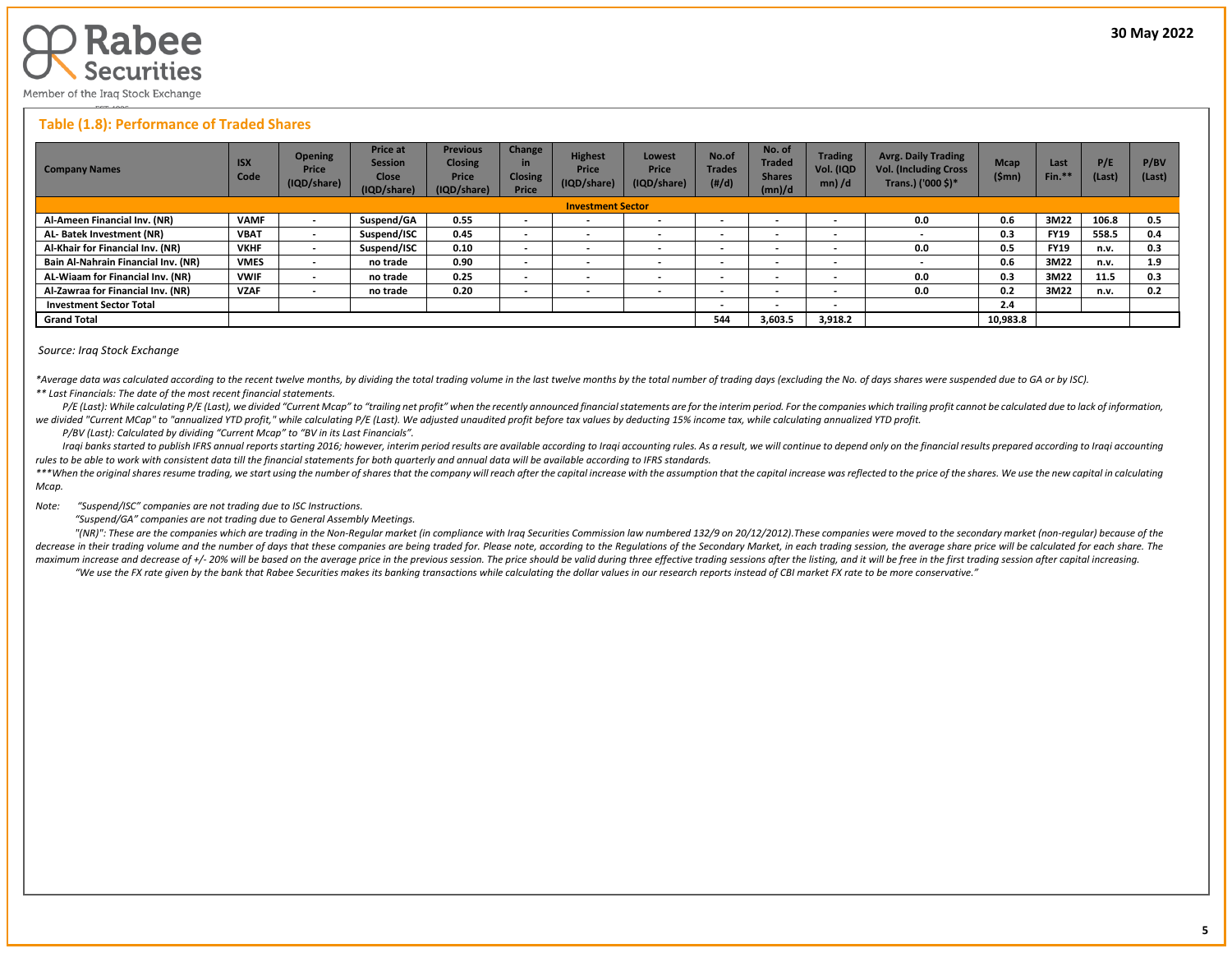## Table (1.8): Performance of Traded Shares

| Company Names | ISX Code | Opening Price (IQD/share) | Price at Session Close (IQD/share) | Previous Closing Price (IQD/share) | Change in Closing Price | Highest Price (IQD/share) | Lowest Price (IQD/share) | No.of Trades (#/d) | No. of Traded Shares (mn)/d | Trading Vol. (IQD mn) /d | Avrg. Daily Trading Vol. (Including Cross Trans.) ('000 $)* | Mcap ($mn) | Last Fin.** | P/E (Last) | P/BV (Last) |
|---|---|---|---|---|---|---|---|---|---|---|---|---|---|---|---|
| **Investment Sector** | | | | | | | | | | | | | | | |
| Al-Ameen Financial Inv. (NR) | VAMF | - | Suspend/GA | 0.55 | - | - | - | - | - | - | 0.0 | 0.6 | 3M22 | 106.8 | 0.5 |
| AL- Batek Investment (NR) | VBAT | - | Suspend/ISC | 0.45 | - | - | - | - | - | - | - | 0.3 | FY19 | 558.5 | 0.4 |
| Al-Khair for Financial Inv. (NR) | VKHF | - | Suspend/ISC | 0.10 | - | - | - | - | - | - | 0.0 | 0.5 | FY19 | n.v. | 0.3 |
| Bain Al-Nahrain Financial Inv. (NR) | VMES | - | no trade | 0.90 | - | - | - | - | - | - | - | 0.6 | 3M22 | n.v. | 1.9 |
| AL-Wiaam for Financial Inv. (NR) | VWIF | - | no trade | 0.25 | - | - | - | - | - | - | 0.0 | 0.3 | 3M22 | 11.5 | 0.3 |
| Al-Zawraa for Financial Inv. (NR) | VZAF | - | no trade | 0.20 | - | - | - | - | - | - | 0.0 | 0.2 | 3M22 | n.v. | 0.2 |
| Investment Sector Total | | | | | | | | - | - | - | | 2.4 | | | |
| Grand Total | | | | | | | | 544 | 3,603.5 | 3,918.2 | | 10,983.8 | | | |

*Source: Iraq Stock Exchange*

*\*Average data was calculated according to the recent twelve months, by dividing the total trading volume in the last twelve months by the total number of trading days (excluding the No. of days shares were suspended due to GA or by ISC).*

*\*\* Last Financials: The date of the most recent financial statements.*

*P/E (Last): While calculating P/E (Last), we divided "Current Mcap" to "trailing net profit" when the recently announced financial statements are for the interim period. For the companies which trailing profit cannot be calculated due to lack of information, we divided "Current MCap" to "annualized YTD profit," while calculating P/E (Last). We adjusted unaudited profit before tax values by deducting 15% income tax, while calculating annualized YTD profit.*

*P/BV (Last): Calculated by dividing "Current Mcap" to "BV in its Last Financials".*

*Iraqi banks started to publish IFRS annual reports starting 2016; however, interim period results are available according to Iraqi accounting rules. As a result, we will continue to depend only on the financial results prepared according to Iraqi accounting rules to be able to work with consistent data till the financial statements for both quarterly and annual data will be available according to IFRS standards.*

*\*\*\*When the original shares resume trading, we start using the number of shares that the company will reach after the capital increase with the assumption that the capital increase was reflected to the price of the shares. We use the new capital in calculating Mcap.*

*Note: "Suspend/ISC" companies are not trading due to ISC Instructions.*

*"Suspend/GA" companies are not trading due to General Assembly Meetings.*

*"(NR)": These are the companies which are trading in the Non-Regular market (in compliance with Iraq Securities Commission law numbered 132/9 on 20/12/2012).These companies were moved to the secondary market (non-regular) because of the decrease in their trading volume and the number of days that these companies are being traded for. Please note, according to the Regulations of the Secondary Market, in each trading session, the average share price will be calculated for each share. The maximum increase and decrease of +/- 20% will be based on the average price in the previous session. The price should be valid during three effective trading sessions after the listing, and it will be free in the first trading session after capital increasing.*

*"We use the FX rate given by the bank that Rabee Securities makes its banking transactions while calculating the dollar values in our research reports instead of CBI market FX rate to be more conservative."*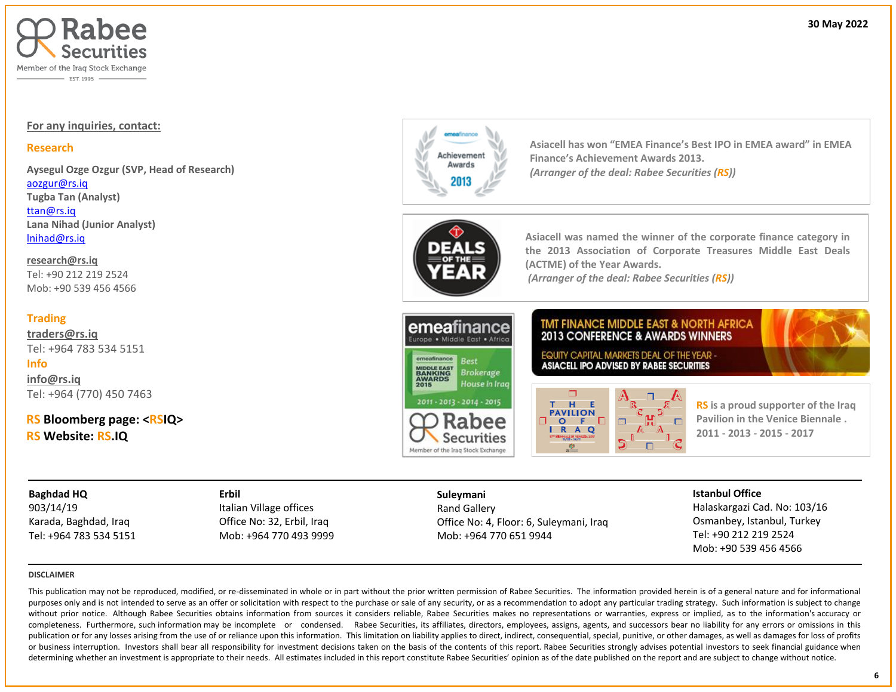30 May 2022

**For any inquiries, contact:**

**Research**

**Aysegul Ozge Ozgur (SVP, Head of Research)**
aozgur@rs.iq
**Tugba Tan (Analyst)**
ttan@rs.iq
**Lana Nihad (Junior Analyst)**
lnihad@rs.iq

research@rs.iq
Tel: +90 212 219 2524
Mob: +90 539 456 4566

**Trading**
traders@rs.iq
Tel: +964 783 534 5151

**Info**
info@rs.iq
Tel: +964 (770) 450 7463

**RS Bloomberg page: <RSIQ>**
**RS Website: RS.IQ**

Asiacell has won "EMEA Finance's Best IPO in EMEA award" in EMEA Finance's Achievement Awards 2013.
*(Arranger of the deal: Rabee Securities (RS))*

Asiacell was named the winner of the corporate finance category in the 2013 Association of Corporate Treasures Middle East Deals (ACTME) of the Year Awards.
*(Arranger of the deal: Rabee Securities (RS))*

TMT FINANCE MIDDLE EAST & NORTH AFRICA 2013 CONFERENCE & AWARDS WINNERS
EQUITY CAPITAL MARKETS DEAL OF THE YEAR - ASIACELL IPO ADVISED BY RABEE SECURITIES

emeafinance Middle East Banking Awards 2015 — Best Brokerage House in Iraq 2011 - 2013 - 2014 - 2015

RS is a proud supporter of the Iraq Pavilion in the Venice Biennale . 2011 - 2013 - 2015 - 2017

**Baghdad HQ**
903/14/19
Karada, Baghdad, Iraq
Tel: +964 783 534 5151

**Erbil**
Italian Village offices
Office No: 32, Erbil, Iraq
Mob: +964 770 493 9999

**Suleymani**
Rand Gallery
Office No: 4, Floor: 6, Suleymani, Iraq
Mob: +964 770 651 9944

**Istanbul Office**
Halaskargazi Cad. No: 103/16
Osmanbey, Istanbul, Turkey
Tel: +90 212 219 2524
Mob: +90 539 456 4566

**DISCLAIMER**

This publication may not be reproduced, modified, or re-disseminated in whole or in part without the prior written permission of Rabee Securities. The information provided herein is of a general nature and for informational purposes only and is not intended to serve as an offer or solicitation with respect to the purchase or sale of any security, or as a recommendation to adopt any particular trading strategy. Such information is subject to change without prior notice. Although Rabee Securities obtains information from sources it considers reliable, Rabee Securities makes no representations or warranties, express or implied, as to the information's accuracy or completeness. Furthermore, such information may be incomplete or condensed. Rabee Securities, its affiliates, directors, employees, assigns, agents, and successors bear no liability for any errors or omissions in this publication or for any losses arising from the use of or reliance upon this information. This limitation on liability applies to direct, indirect, consequential, special, punitive, or other damages, as well as damages for loss of profits or business interruption. Investors shall bear all responsibility for investment decisions taken on the basis of the contents of this report. Rabee Securities strongly advises potential investors to seek financial guidance when determining whether an investment is appropriate to their needs. All estimates included in this report constitute Rabee Securities' opinion as of the date published on the report and are subject to change without notice.